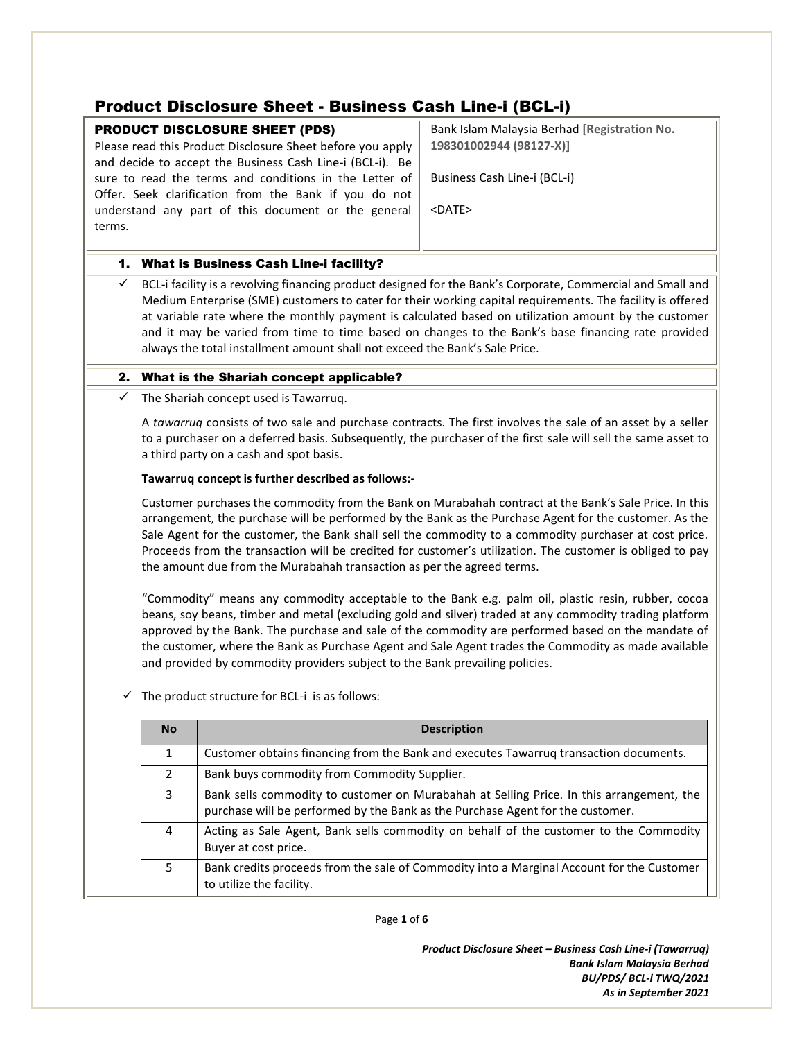# Product Disclosure Sheet - Business Cash Line-i (BCL-i)

| **PRODUCT DISCLOSURE SHEET (PDS)** Please read this Product Disclosure Sheet before you apply and decide to accept the Business Cash Line-i (BCL-i). Be sure to read the terms and conditions in the Letter of Offer. Seek clarification from the Bank if you do not understand any part of this document or the general terms. | Bank Islam Malaysia Berhad **[Registration No. 198301002944 (98127-X)]**<br><br>Business Cash Line-i (BCL-i)<br><br><DATE> |
|---|---|

## 1. What is Business Cash Line-i facility?

- ✓ BCL-i facility is a revolving financing product designed for the Bank's Corporate, Commercial and Small and Medium Enterprise (SME) customers to cater for their working capital requirements. The facility is offered at variable rate where the monthly payment is calculated based on utilization amount by the customer and it may be varied from time to time based on changes to the Bank's base financing rate provided always the total installment amount shall not exceed the Bank's Sale Price.

## 2. What is the Shariah concept applicable?

- ✓ The Shariah concept used is Tawarruq.

  A *tawarruq* consists of two sale and purchase contracts. The first involves the sale of an asset by a seller to a purchaser on a deferred basis. Subsequently, the purchaser of the first sale will sell the same asset to a third party on a cash and spot basis.

  **Tawarruq concept is further described as follows:-**

  Customer purchases the commodity from the Bank on Murabahah contract at the Bank's Sale Price. In this arrangement, the purchase will be performed by the Bank as the Purchase Agent for the customer. As the Sale Agent for the customer, the Bank shall sell the commodity to a commodity purchaser at cost price. Proceeds from the transaction will be credited for customer's utilization. The customer is obliged to pay the amount due from the Murabahah transaction as per the agreed terms.

  "Commodity" means any commodity acceptable to the Bank e.g. palm oil, plastic resin, rubber, cocoa beans, soy beans, timber and metal (excluding gold and silver) traded at any commodity trading platform approved by the Bank. The purchase and sale of the commodity are performed based on the mandate of the customer, where the Bank as Purchase Agent and Sale Agent trades the Commodity as made available and provided by commodity providers subject to the Bank prevailing policies.

- ✓ The product structure for BCL-i is as follows:

| No | Description |
|---|---|
| 1 | Customer obtains financing from the Bank and executes Tawarruq transaction documents. |
| 2 | Bank buys commodity from Commodity Supplier. |
| 3 | Bank sells commodity to customer on Murabahah at Selling Price. In this arrangement, the purchase will be performed by the Bank as the Purchase Agent for the customer. |
| 4 | Acting as Sale Agent, Bank sells commodity on behalf of the customer to the Commodity Buyer at cost price. |
| 5 | Bank credits proceeds from the sale of Commodity into a Marginal Account for the Customer to utilize the facility. |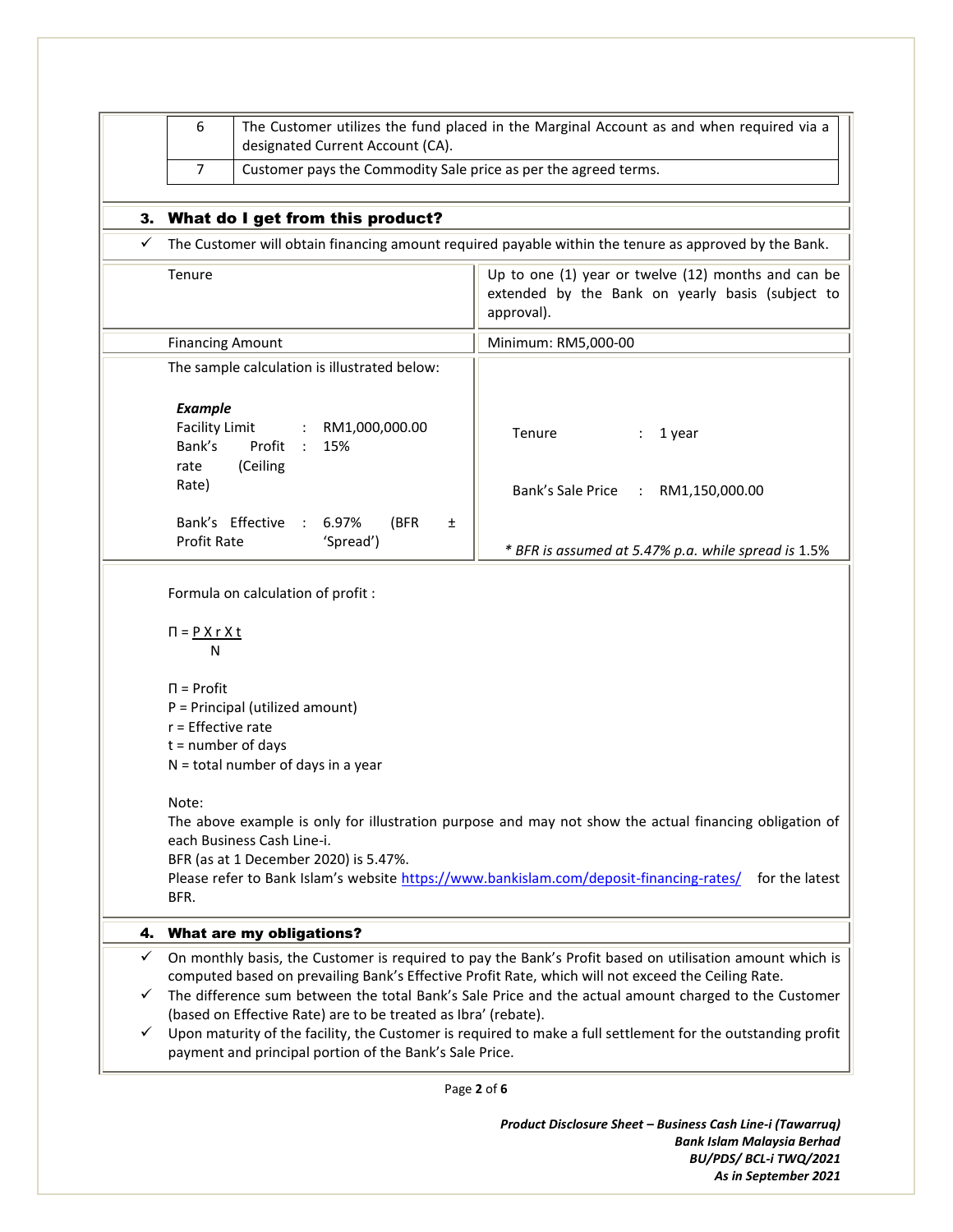| 6 | The Customer utilizes the fund placed in the Marginal Account as and when required via a designated Current Account (CA). |
|---|---|
| 7 | Customer pays the Commodity Sale price as per the agreed terms. |

## 3. What do I get from this product?

✓ The Customer will obtain financing amount required payable within the tenure as approved by the Bank.

| | |
|---|---|
| Tenure | Up to one (1) year or twelve (12) months and can be extended by the Bank on yearly basis (subject to approval). |
| Financing Amount | Minimum: RM5,000-00 |

The sample calculation is illustrated below:

***Example***

| | | | |
|---|---|---|---|
| Facility Limit | : RM1,000,000.00 | Tenure | : 1 year |
| Bank's Profit rate (Ceiling Rate) | : 15% | Bank's Sale Price | : RM1,150,000.00 |
| Bank's Effective Profit Rate | : 6.97% (BFR ± 'Spread') | | |

*\* BFR is assumed at 5.47% p.a. while spread is* 1.5%

Formula on calculation of profit :

$$\Pi = \frac{P \times r \times t}{N}$$

Π = Profit
P = Principal (utilized amount)
r = Effective rate
t = number of days
N = total number of days in a year

Note:
The above example is only for illustration purpose and may not show the actual financing obligation of each Business Cash Line-i.
BFR (as at 1 December 2020) is 5.47%.
Please refer to Bank Islam's website https://www.bankislam.com/deposit-financing-rates/ for the latest BFR.

## 4. What are my obligations?

- ✓ On monthly basis, the Customer is required to pay the Bank's Profit based on utilisation amount which is computed based on prevailing Bank's Effective Profit Rate, which will not exceed the Ceiling Rate.
- ✓ The difference sum between the total Bank's Sale Price and the actual amount charged to the Customer (based on Effective Rate) are to be treated as Ibra' (rebate).
- ✓ Upon maturity of the facility, the Customer is required to make a full settlement for the outstanding profit payment and principal portion of the Bank's Sale Price.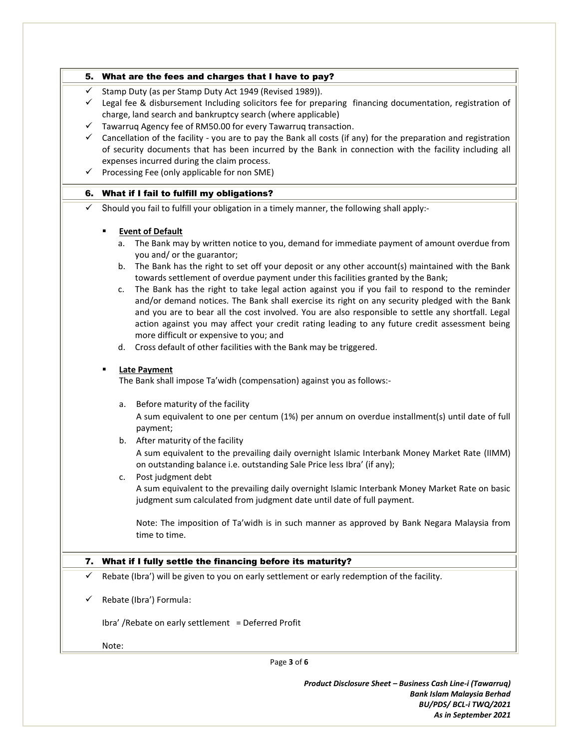## 5. What are the fees and charges that I have to pay?

- ✓ Stamp Duty (as per Stamp Duty Act 1949 (Revised 1989)).
- ✓ Legal fee & disbursement Including solicitors fee for preparing financing documentation, registration of charge, land search and bankruptcy search (where applicable)
- ✓ Tawarruq Agency fee of RM50.00 for every Tawarruq transaction.
- ✓ Cancellation of the facility - you are to pay the Bank all costs (if any) for the preparation and registration of security documents that has been incurred by the Bank in connection with the facility including all expenses incurred during the claim process.
- ✓ Processing Fee (only applicable for non SME)

## 6. What if I fail to fulfill my obligations?

- ✓ Should you fail to fulfill your obligation in a timely manner, the following shall apply:-

  - **Event of Default**
    - a. The Bank may by written notice to you, demand for immediate payment of amount overdue from you and/ or the guarantor;
    - b. The Bank has the right to set off your deposit or any other account(s) maintained with the Bank towards settlement of overdue payment under this facilities granted by the Bank;
    - c. The Bank has the right to take legal action against you if you fail to respond to the reminder and/or demand notices. The Bank shall exercise its right on any security pledged with the Bank and you are to bear all the cost involved. You are also responsible to settle any shortfall. Legal action against you may affect your credit rating leading to any future credit assessment being more difficult or expensive to you; and
    - d. Cross default of other facilities with the Bank may be triggered.

  - **Late Payment**

    The Bank shall impose Ta'widh (compensation) against you as follows:-

    - a. Before maturity of the facility

      A sum equivalent to one per centum (1%) per annum on overdue installment(s) until date of full payment;
    - b. After maturity of the facility

      A sum equivalent to the prevailing daily overnight Islamic Interbank Money Market Rate (IIMM) on outstanding balance i.e. outstanding Sale Price less Ibra' (if any);
    - c. Post judgment debt

      A sum equivalent to the prevailing daily overnight Islamic Interbank Money Market Rate on basic judgment sum calculated from judgment date until date of full payment.

      Note: The imposition of Ta'widh is in such manner as approved by Bank Negara Malaysia from time to time.

## 7. What if I fully settle the financing before its maturity?

- ✓ Rebate (Ibra') will be given to you on early settlement or early redemption of the facility.

- ✓ Rebate (Ibra') Formula:

  Ibra' /Rebate on early settlement = Deferred Profit

  Note: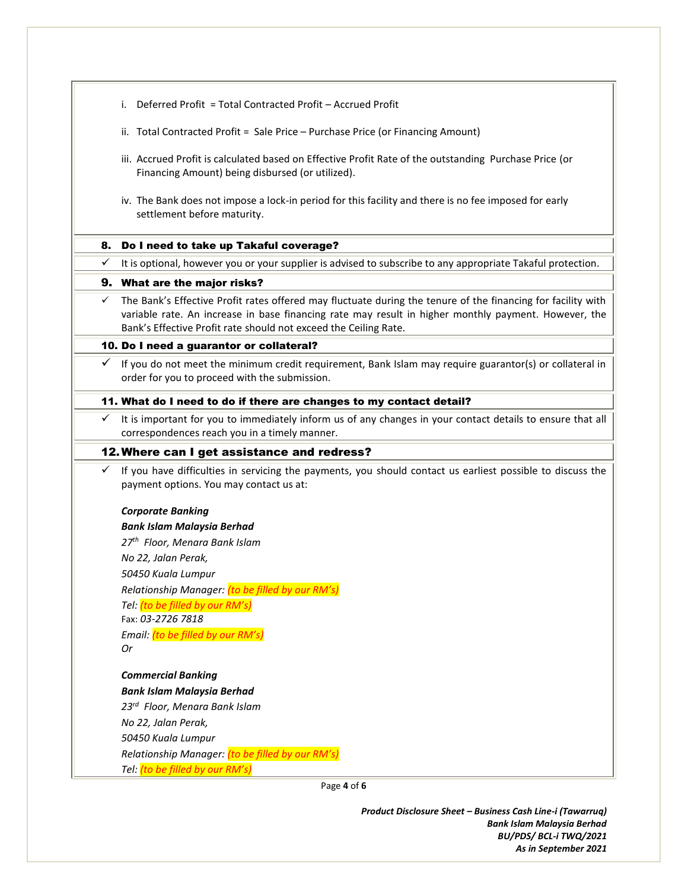i. Deferred Profit = Total Contracted Profit – Accrued Profit

ii. Total Contracted Profit = Sale Price – Purchase Price (or Financing Amount)

iii. Accrued Profit is calculated based on Effective Profit Rate of the outstanding Purchase Price (or Financing Amount) being disbursed (or utilized).

iv. The Bank does not impose a lock-in period for this facility and there is no fee imposed for early settlement before maturity.

## 8. Do I need to take up Takaful coverage?

✓ It is optional, however you or your supplier is advised to subscribe to any appropriate Takaful protection.

## 9. What are the major risks?

✓ The Bank's Effective Profit rates offered may fluctuate during the tenure of the financing for facility with variable rate. An increase in base financing rate may result in higher monthly payment. However, the Bank's Effective Profit rate should not exceed the Ceiling Rate.

## 10. Do I need a guarantor or collateral?

✓ If you do not meet the minimum credit requirement, Bank Islam may require guarantor(s) or collateral in order for you to proceed with the submission.

## 11. What do I need to do if there are changes to my contact detail?

✓ It is important for you to immediately inform us of any changes in your contact details to ensure that all correspondences reach you in a timely manner.

## 12. Where can I get assistance and redress?

✓ If you have difficulties in servicing the payments, you should contact us earliest possible to discuss the payment options. You may contact us at:

***Corporate Banking***
***Bank Islam Malaysia Berhad***
*27th Floor, Menara Bank Islam*
*No 22, Jalan Perak,*
*50450 Kuala Lumpur*
*Relationship Manager: (to be filled by our RM's)*
*Tel: (to be filled by our RM's)*
Fax: *03-2726 7818*
*Email: (to be filled by our RM's)*
*Or*

***Commercial Banking***
***Bank Islam Malaysia Berhad***
*23rd Floor, Menara Bank Islam*
*No 22, Jalan Perak,*
*50450 Kuala Lumpur*
*Relationship Manager: (to be filled by our RM's)*
*Tel: (to be filled by our RM's)*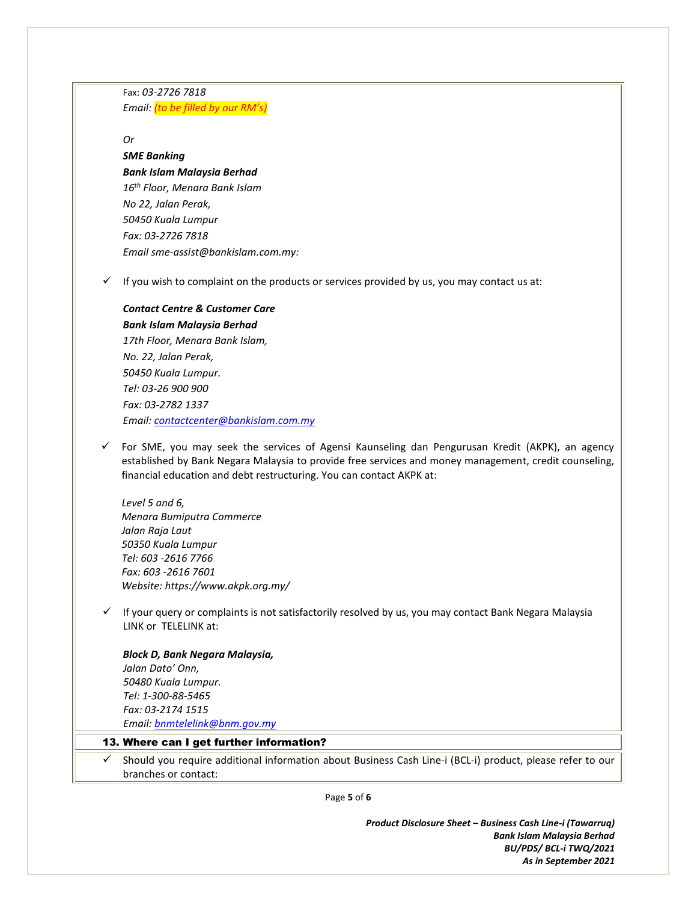Fax: *03-2726 7818*
*Email: (to be filled by our RM's)*

*Or*

***SME Banking***
***Bank Islam Malaysia Berhad***
*16th Floor, Menara Bank Islam*
*No 22, Jalan Perak,*
*50450 Kuala Lumpur*
*Fax: 03-2726 7818*
*Email sme-assist@bankislam.com.my:*

- ✓ If you wish to complaint on the products or services provided by us, you may contact us at:

  ***Contact Centre & Customer Care***
  ***Bank Islam Malaysia Berhad***
  *17th Floor, Menara Bank Islam,*
  *No. 22, Jalan Perak,*
  *50450 Kuala Lumpur.*
  *Tel: 03-26 900 900*
  *Fax: 03-2782 1337*
  *Email: contactcenter@bankislam.com.my*

- ✓ For SME, you may seek the services of Agensi Kaunseling dan Pengurusan Kredit (AKPK), an agency established by Bank Negara Malaysia to provide free services and money management, credit counseling, financial education and debt restructuring. You can contact AKPK at:

  *Level 5 and 6,*
  *Menara Bumiputra Commerce*
  *Jalan Raja Laut*
  *50350 Kuala Lumpur*
  *Tel: 603 -2616 7766*
  *Fax: 603 -2616 7601*
  *Website: https://www.akpk.org.my/*

- ✓ If your query or complaints is not satisfactorily resolved by us, you may contact Bank Negara Malaysia LINK or TELELINK at:

  ***Block D, Bank Negara Malaysia,***
  *Jalan Dato' Onn,*
  *50480 Kuala Lumpur.*
  *Tel: 1-300-88-5465*
  *Fax: 03-2174 1515*
  *Email: bnmtelelink@bnm.gov.my*

## 13. Where can I get further information?

- ✓ Should you require additional information about Business Cash Line-i (BCL-i) product, please refer to our branches or contact: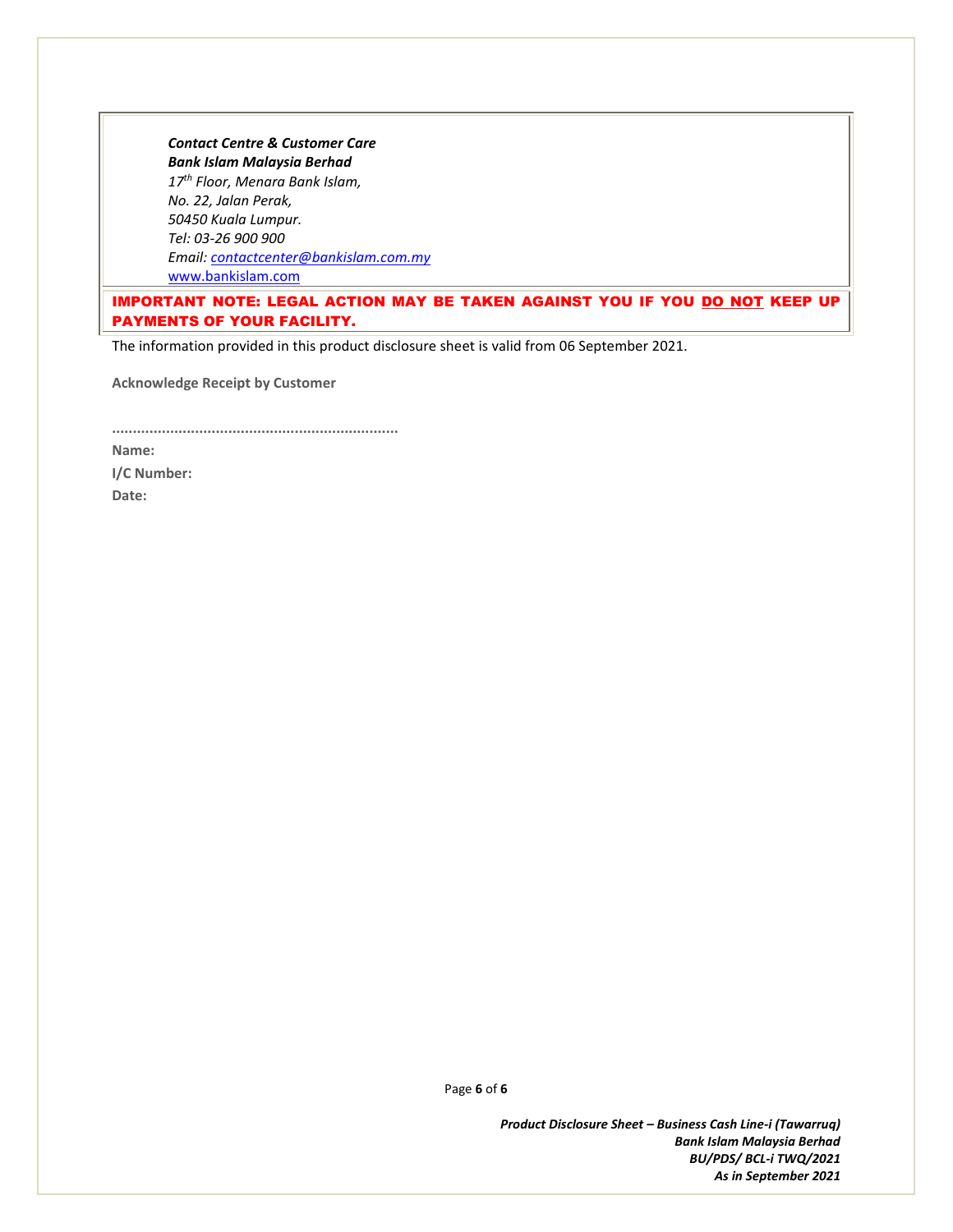***Contact Centre & Customer Care***
***Bank Islam Malaysia Berhad***
*17th Floor, Menara Bank Islam,*
*No. 22, Jalan Perak,*
*50450 Kuala Lumpur.*
*Tel: 03-26 900 900*
*Email: contactcenter@bankislam.com.my*
www.bankislam.com

**IMPORTANT NOTE: LEGAL ACTION MAY BE TAKEN AGAINST YOU IF YOU DO NOT KEEP UP PAYMENTS OF YOUR FACILITY.**

The information provided in this product disclosure sheet is valid from 06 September 2021.

**Acknowledge Receipt by Customer**

**....................................................................**

**Name:**

**I/C Number:**

**Date:**